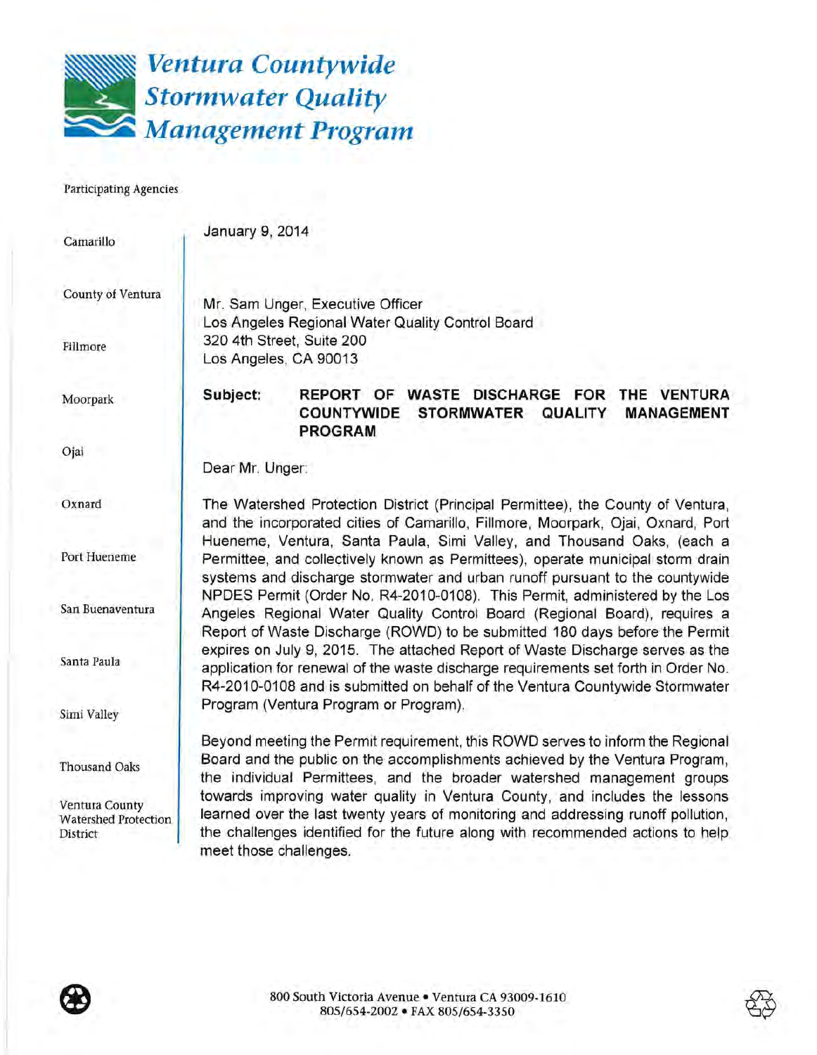# Ventura Countywide Stormwater Quality Management Program

Participating Agencies

Camarillo

County of Ventura

Fillmore

Moorpark

Ojai

Oxnard

Port Hueneme

San Buenaventura

Santa Paula

Simi Valley

Thousand Oaks

Ventura County Watershed Protection District

January 9, 2014

Mr. Sam Unger, Executive Officer
Los Angeles Regional Water Quality Control Board
320 4th Street, Suite 200
Los Angeles, CA 90013

**Subject: REPORT OF WASTE DISCHARGE FOR THE VENTURA COUNTYWIDE STORMWATER QUALITY MANAGEMENT PROGRAM**

Dear Mr. Unger:

The Watershed Protection District (Principal Permittee), the County of Ventura, and the incorporated cities of Camarillo, Fillmore, Moorpark, Ojai, Oxnard, Port Hueneme, Ventura, Santa Paula, Simi Valley, and Thousand Oaks, (each a Permittee, and collectively known as Permittees), operate municipal storm drain systems and discharge stormwater and urban runoff pursuant to the countywide NPDES Permit (Order No. R4-2010-0108). This Permit, administered by the Los Angeles Regional Water Quality Control Board (Regional Board), requires a Report of Waste Discharge (ROWD) to be submitted 180 days before the Permit expires on July 9, 2015. The attached Report of Waste Discharge serves as the application for renewal of the waste discharge requirements set forth in Order No. R4-2010-0108 and is submitted on behalf of the Ventura Countywide Stormwater Program (Ventura Program or Program).

Beyond meeting the Permit requirement, this ROWD serves to inform the Regional Board and the public on the accomplishments achieved by the Ventura Program, the individual Permittees, and the broader watershed management groups towards improving water quality in Ventura County, and includes the lessons learned over the last twenty years of monitoring and addressing runoff pollution, the challenges identified for the future along with recommended actions to help meet those challenges.

800 South Victoria Avenue • Ventura CA 93009-1610
805/654-2002 • FAX 805/654-3350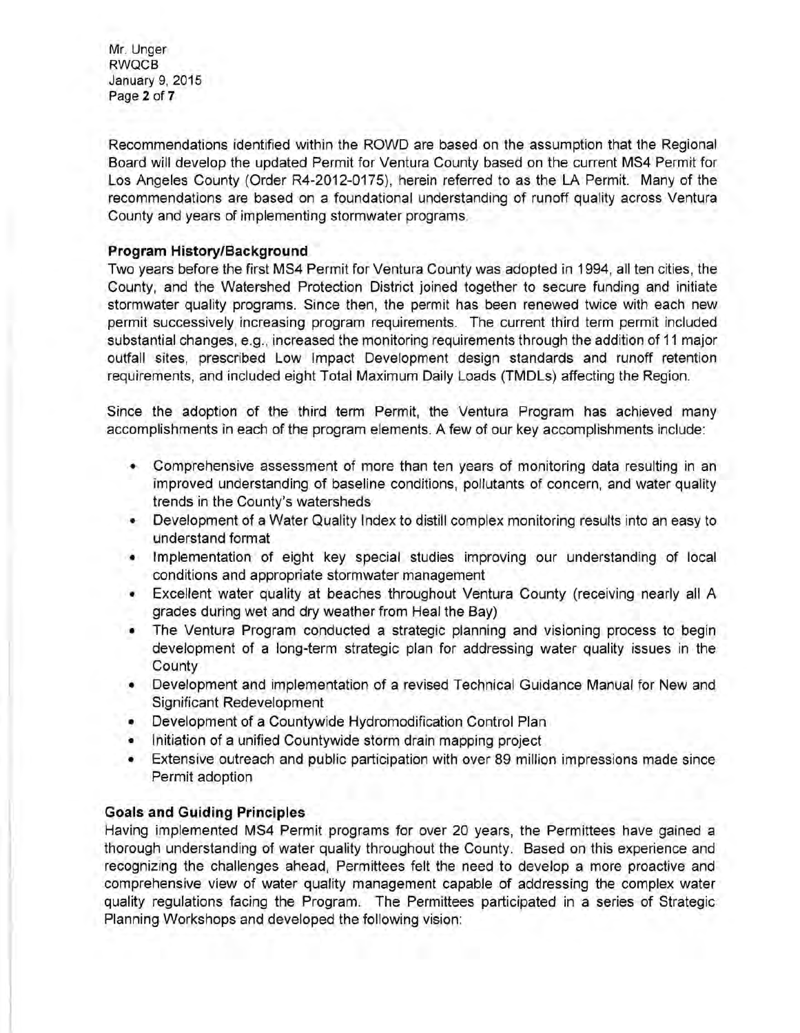Recommendations identified within the ROWD are based on the assumption that the Regional Board will develop the updated Permit for Ventura County based on the current MS4 Permit for Los Angeles County (Order R4-2012-0175), herein referred to as the LA Permit. Many of the recommendations are based on a foundational understanding of runoff quality across Ventura County and years of implementing stormwater programs.

**Program History/Background**

Two years before the first MS4 Permit for Ventura County was adopted in 1994, all ten cities, the County, and the Watershed Protection District joined together to secure funding and initiate stormwater quality programs. Since then, the permit has been renewed twice with each new permit successively increasing program requirements. The current third term permit included substantial changes, e.g., increased the monitoring requirements through the addition of 11 major outfall sites, prescribed Low Impact Development design standards and runoff retention requirements, and included eight Total Maximum Daily Loads (TMDLs) affecting the Region.

Since the adoption of the third term Permit, the Ventura Program has achieved many accomplishments in each of the program elements. A few of our key accomplishments include:

- Comprehensive assessment of more than ten years of monitoring data resulting in an improved understanding of baseline conditions, pollutants of concern, and water quality trends in the County's watersheds
- Development of a Water Quality Index to distill complex monitoring results into an easy to understand format
- Implementation of eight key special studies improving our understanding of local conditions and appropriate stormwater management
- Excellent water quality at beaches throughout Ventura County (receiving nearly all A grades during wet and dry weather from Heal the Bay)
- The Ventura Program conducted a strategic planning and visioning process to begin development of a long-term strategic plan for addressing water quality issues in the County
- Development and implementation of a revised Technical Guidance Manual for New and Significant Redevelopment
- Development of a Countywide Hydromodification Control Plan
- Initiation of a unified Countywide storm drain mapping project
- Extensive outreach and public participation with over 89 million impressions made since Permit adoption

**Goals and Guiding Principles**

Having implemented MS4 Permit programs for over 20 years, the Permittees have gained a thorough understanding of water quality throughout the County. Based on this experience and recognizing the challenges ahead, Permittees felt the need to develop a more proactive and comprehensive view of water quality management capable of addressing the complex water quality regulations facing the Program. The Permittees participated in a series of Strategic Planning Workshops and developed the following vision: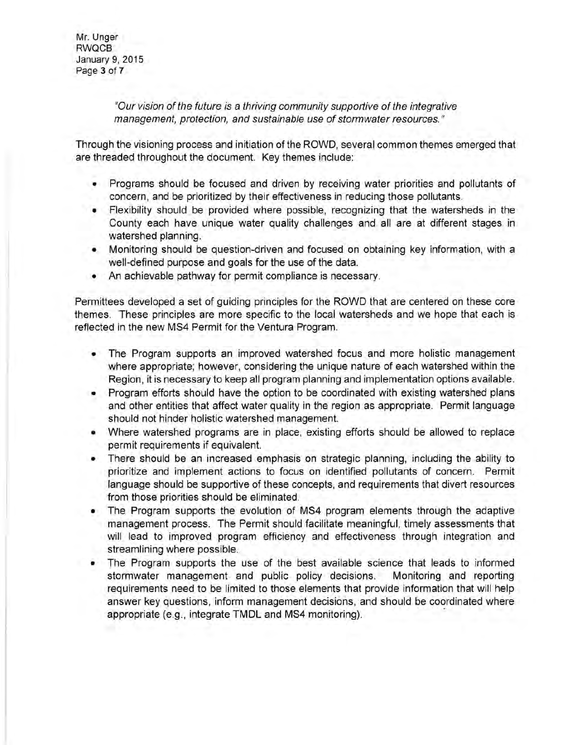*"Our vision of the future is a thriving community supportive of the integrative management, protection, and sustainable use of stormwater resources."*

Through the visioning process and initiation of the ROWD, several common themes emerged that are threaded throughout the document. Key themes include:

- Programs should be focused and driven by receiving water priorities and pollutants of concern, and be prioritized by their effectiveness in reducing those pollutants.
- Flexibility should be provided where possible, recognizing that the watersheds in the County each have unique water quality challenges and all are at different stages in watershed planning.
- Monitoring should be question-driven and focused on obtaining key information, with a well-defined purpose and goals for the use of the data.
- An achievable pathway for permit compliance is necessary.

Permittees developed a set of guiding principles for the ROWD that are centered on these core themes. These principles are more specific to the local watersheds and we hope that each is reflected in the new MS4 Permit for the Ventura Program.

- The Program supports an improved watershed focus and more holistic management where appropriate; however, considering the unique nature of each watershed within the Region, it is necessary to keep all program planning and implementation options available.
- Program efforts should have the option to be coordinated with existing watershed plans and other entities that affect water quality in the region as appropriate. Permit language should not hinder holistic watershed management.
- Where watershed programs are in place, existing efforts should be allowed to replace permit requirements if equivalent.
- There should be an increased emphasis on strategic planning, including the ability to prioritize and implement actions to focus on identified pollutants of concern. Permit language should be supportive of these concepts, and requirements that divert resources from those priorities should be eliminated.
- The Program supports the evolution of MS4 program elements through the adaptive management process. The Permit should facilitate meaningful, timely assessments that will lead to improved program efficiency and effectiveness through integration and streamlining where possible.
- The Program supports the use of the best available science that leads to informed stormwater management and public policy decisions. Monitoring and reporting requirements need to be limited to those elements that provide information that will help answer key questions, inform management decisions, and should be coordinated where appropriate (e.g., integrate TMDL and MS4 monitoring).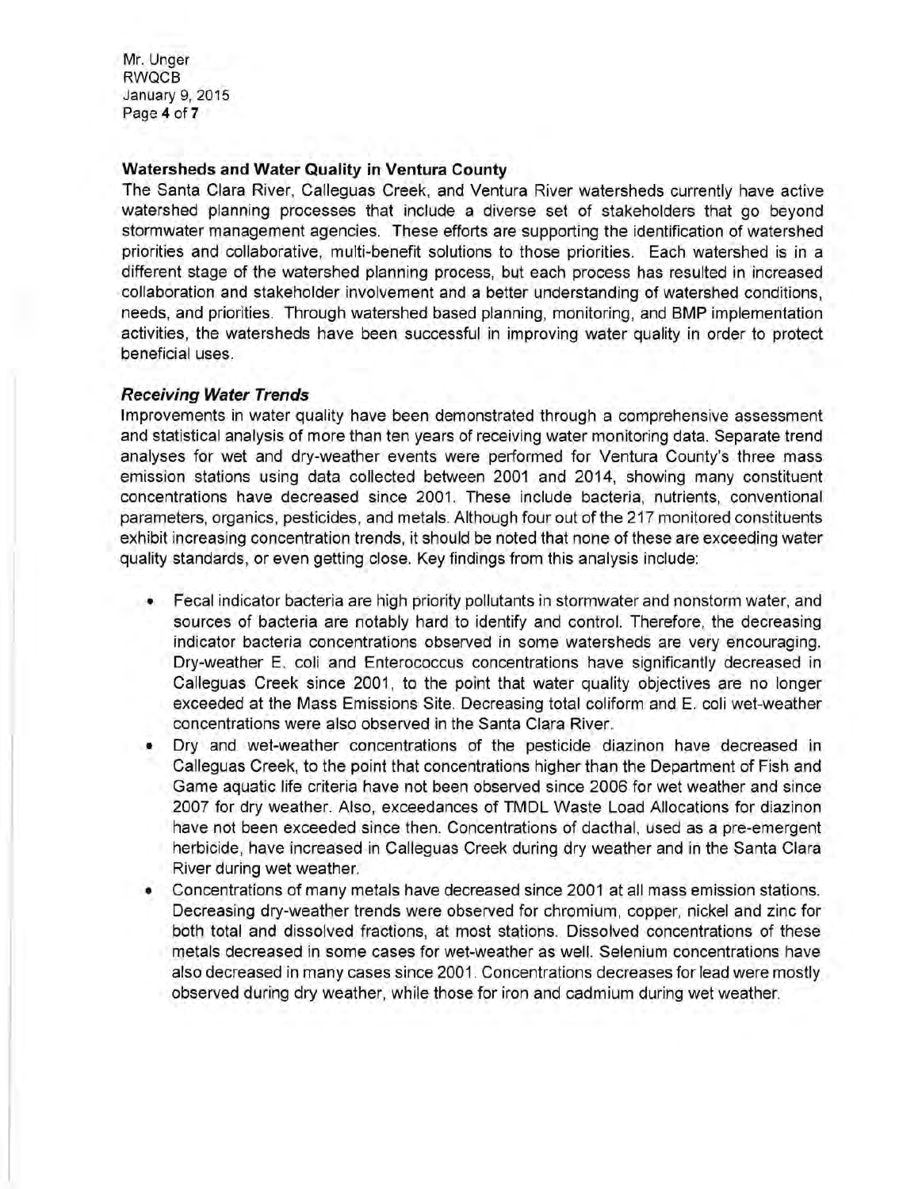### Watersheds and Water Quality in Ventura County

The Santa Clara River, Calleguas Creek, and Ventura River watersheds currently have active watershed planning processes that include a diverse set of stakeholders that go beyond stormwater management agencies. These efforts are supporting the identification of watershed priorities and collaborative, multi-benefit solutions to those priorities. Each watershed is in a different stage of the watershed planning process, but each process has resulted in increased collaboration and stakeholder involvement and a better understanding of watershed conditions, needs, and priorities. Through watershed based planning, monitoring, and BMP implementation activities, the watersheds have been successful in improving water quality in order to protect beneficial uses.

#### *Receiving Water Trends*

Improvements in water quality have been demonstrated through a comprehensive assessment and statistical analysis of more than ten years of receiving water monitoring data. Separate trend analyses for wet and dry-weather events were performed for Ventura County's three mass emission stations using data collected between 2001 and 2014, showing many constituent concentrations have decreased since 2001. These include bacteria, nutrients, conventional parameters, organics, pesticides, and metals. Although four out of the 217 monitored constituents exhibit increasing concentration trends, it should be noted that none of these are exceeding water quality standards, or even getting close. Key findings from this analysis include:

- Fecal indicator bacteria are high priority pollutants in stormwater and nonstorm water, and sources of bacteria are notably hard to identify and control. Therefore, the decreasing indicator bacteria concentrations observed in some watersheds are very encouraging. Dry-weather E. coli and Enterococcus concentrations have significantly decreased in Calleguas Creek since 2001, to the point that water quality objectives are no longer exceeded at the Mass Emissions Site. Decreasing total coliform and E. coli wet-weather concentrations were also observed in the Santa Clara River.
- Dry and wet-weather concentrations of the pesticide diazinon have decreased in Calleguas Creek, to the point that concentrations higher than the Department of Fish and Game aquatic life criteria have not been observed since 2006 for wet weather and since 2007 for dry weather. Also, exceedances of TMDL Waste Load Allocations for diazinon have not been exceeded since then. Concentrations of dacthal, used as a pre-emergent herbicide, have increased in Calleguas Creek during dry weather and in the Santa Clara River during wet weather.
- Concentrations of many metals have decreased since 2001 at all mass emission stations. Decreasing dry-weather trends were observed for chromium, copper, nickel and zinc for both total and dissolved fractions, at most stations. Dissolved concentrations of these metals decreased in some cases for wet-weather as well. Selenium concentrations have also decreased in many cases since 2001. Concentrations decreases for lead were mostly observed during dry weather, while those for iron and cadmium during wet weather.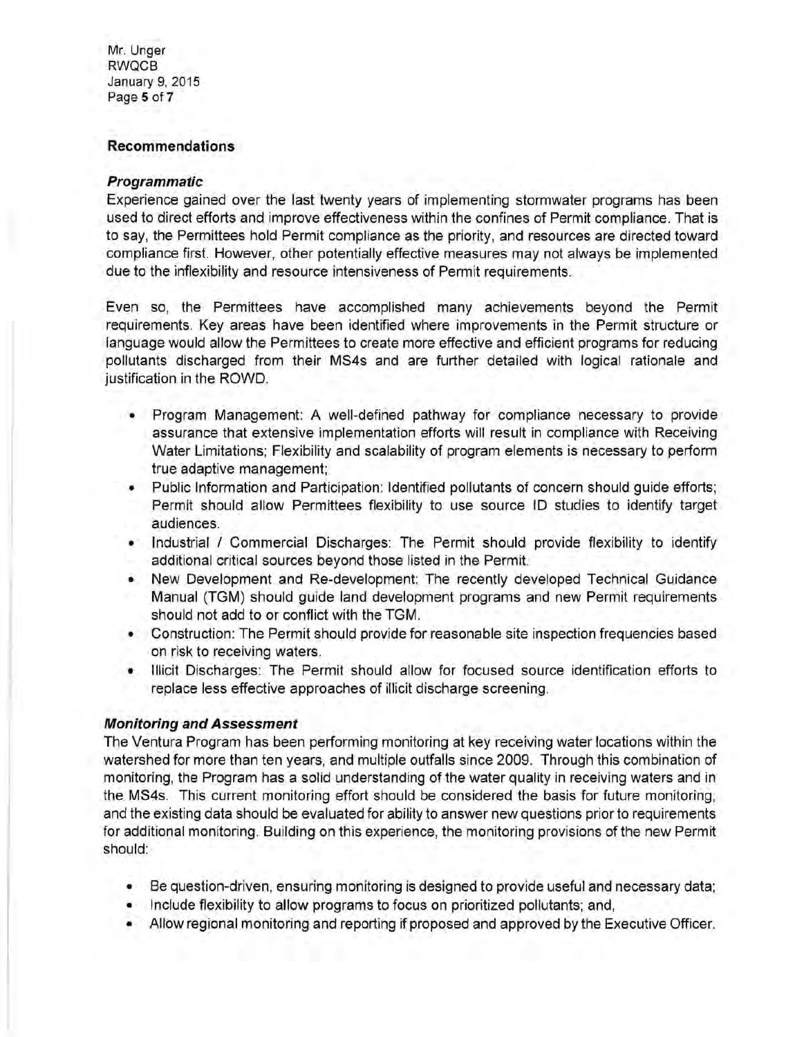## Recommendations

### *Programmatic*

Experience gained over the last twenty years of implementing stormwater programs has been used to direct efforts and improve effectiveness within the confines of Permit compliance. That is to say, the Permittees hold Permit compliance as the priority, and resources are directed toward compliance first. However, other potentially effective measures may not always be implemented due to the inflexibility and resource intensiveness of Permit requirements.

Even so, the Permittees have accomplished many achievements beyond the Permit requirements. Key areas have been identified where improvements in the Permit structure or language would allow the Permittees to create more effective and efficient programs for reducing pollutants discharged from their MS4s and are further detailed with logical rationale and justification in the ROWD.

- Program Management: A well-defined pathway for compliance necessary to provide assurance that extensive implementation efforts will result in compliance with Receiving Water Limitations; Flexibility and scalability of program elements is necessary to perform true adaptive management;
- Public Information and Participation: Identified pollutants of concern should guide efforts; Permit should allow Permittees flexibility to use source ID studies to identify target audiences.
- Industrial / Commercial Discharges: The Permit should provide flexibility to identify additional critical sources beyond those listed in the Permit.
- New Development and Re-development: The recently developed Technical Guidance Manual (TGM) should guide land development programs and new Permit requirements should not add to or conflict with the TGM.
- Construction: The Permit should provide for reasonable site inspection frequencies based on risk to receiving waters.
- Illicit Discharges: The Permit should allow for focused source identification efforts to replace less effective approaches of illicit discharge screening.

### *Monitoring and Assessment*

The Ventura Program has been performing monitoring at key receiving water locations within the watershed for more than ten years, and multiple outfalls since 2009. Through this combination of monitoring, the Program has a solid understanding of the water quality in receiving waters and in the MS4s. This current monitoring effort should be considered the basis for future monitoring, and the existing data should be evaluated for ability to answer new questions prior to requirements for additional monitoring. Building on this experience, the monitoring provisions of the new Permit should:

- Be question-driven, ensuring monitoring is designed to provide useful and necessary data;
- Include flexibility to allow programs to focus on prioritized pollutants; and,
- Allow regional monitoring and reporting if proposed and approved by the Executive Officer.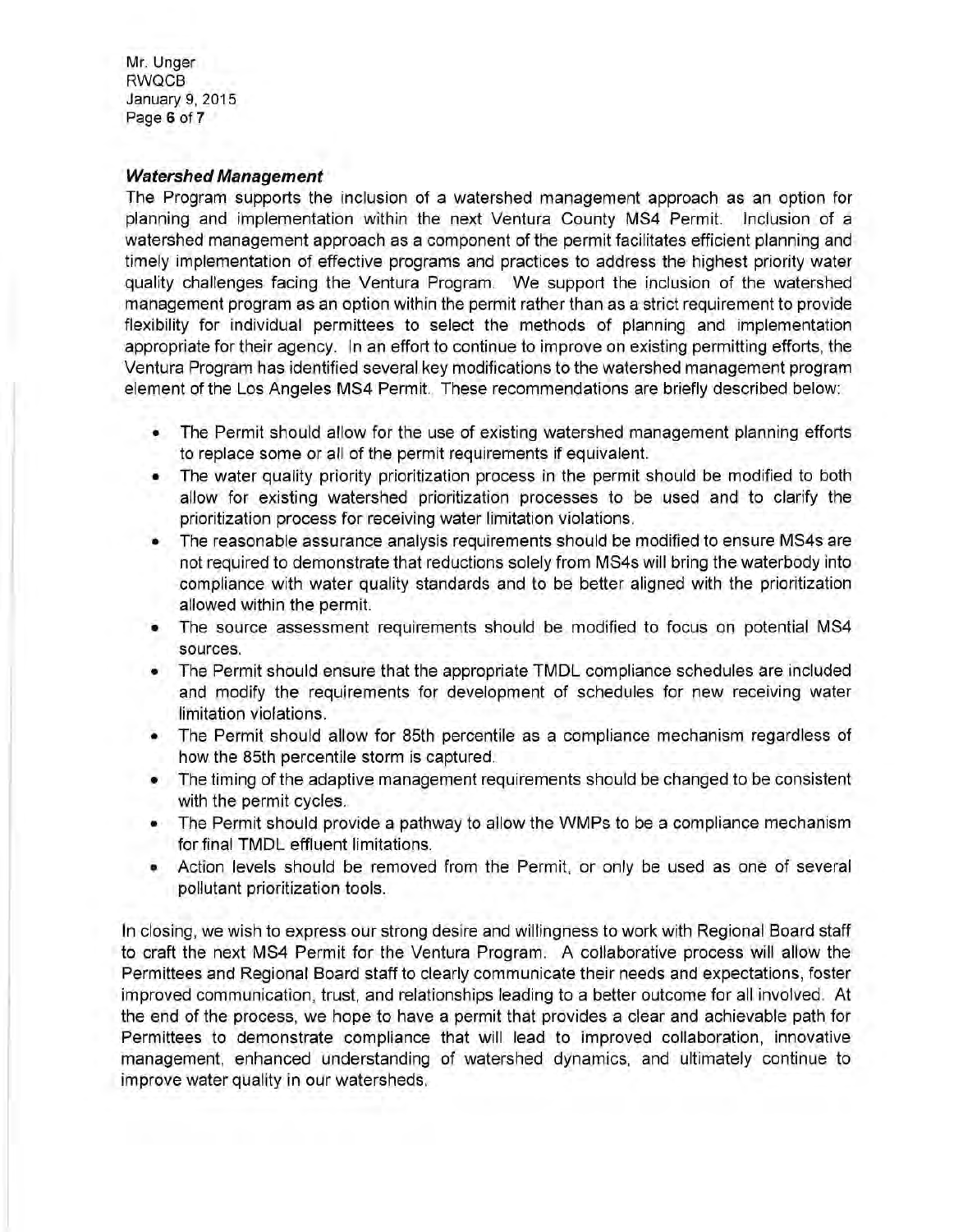### *Watershed Management*

The Program supports the inclusion of a watershed management approach as an option for planning and implementation within the next Ventura County MS4 Permit. Inclusion of a watershed management approach as a component of the permit facilitates efficient planning and timely implementation of effective programs and practices to address the highest priority water quality challenges facing the Ventura Program. We support the inclusion of the watershed management program as an option within the permit rather than as a strict requirement to provide flexibility for individual permittees to select the methods of planning and implementation appropriate for their agency. In an effort to continue to improve on existing permitting efforts, the Ventura Program has identified several key modifications to the watershed management program element of the Los Angeles MS4 Permit. These recommendations are briefly described below:

- The Permit should allow for the use of existing watershed management planning efforts to replace some or all of the permit requirements if equivalent.
- The water quality priority prioritization process in the permit should be modified to both allow for existing watershed prioritization processes to be used and to clarify the prioritization process for receiving water limitation violations.
- The reasonable assurance analysis requirements should be modified to ensure MS4s are not required to demonstrate that reductions solely from MS4s will bring the waterbody into compliance with water quality standards and to be better aligned with the prioritization allowed within the permit.
- The source assessment requirements should be modified to focus on potential MS4 sources.
- The Permit should ensure that the appropriate TMDL compliance schedules are included and modify the requirements for development of schedules for new receiving water limitation violations.
- The Permit should allow for 85th percentile as a compliance mechanism regardless of how the 85th percentile storm is captured.
- The timing of the adaptive management requirements should be changed to be consistent with the permit cycles.
- The Permit should provide a pathway to allow the WMPs to be a compliance mechanism for final TMDL effluent limitations.
- Action levels should be removed from the Permit, or only be used as one of several pollutant prioritization tools.

In closing, we wish to express our strong desire and willingness to work with Regional Board staff to craft the next MS4 Permit for the Ventura Program. A collaborative process will allow the Permittees and Regional Board staff to clearly communicate their needs and expectations, foster improved communication, trust, and relationships leading to a better outcome for all involved. At the end of the process, we hope to have a permit that provides a clear and achievable path for Permittees to demonstrate compliance that will lead to improved collaboration, innovative management, enhanced understanding of watershed dynamics, and ultimately continue to improve water quality in our watersheds.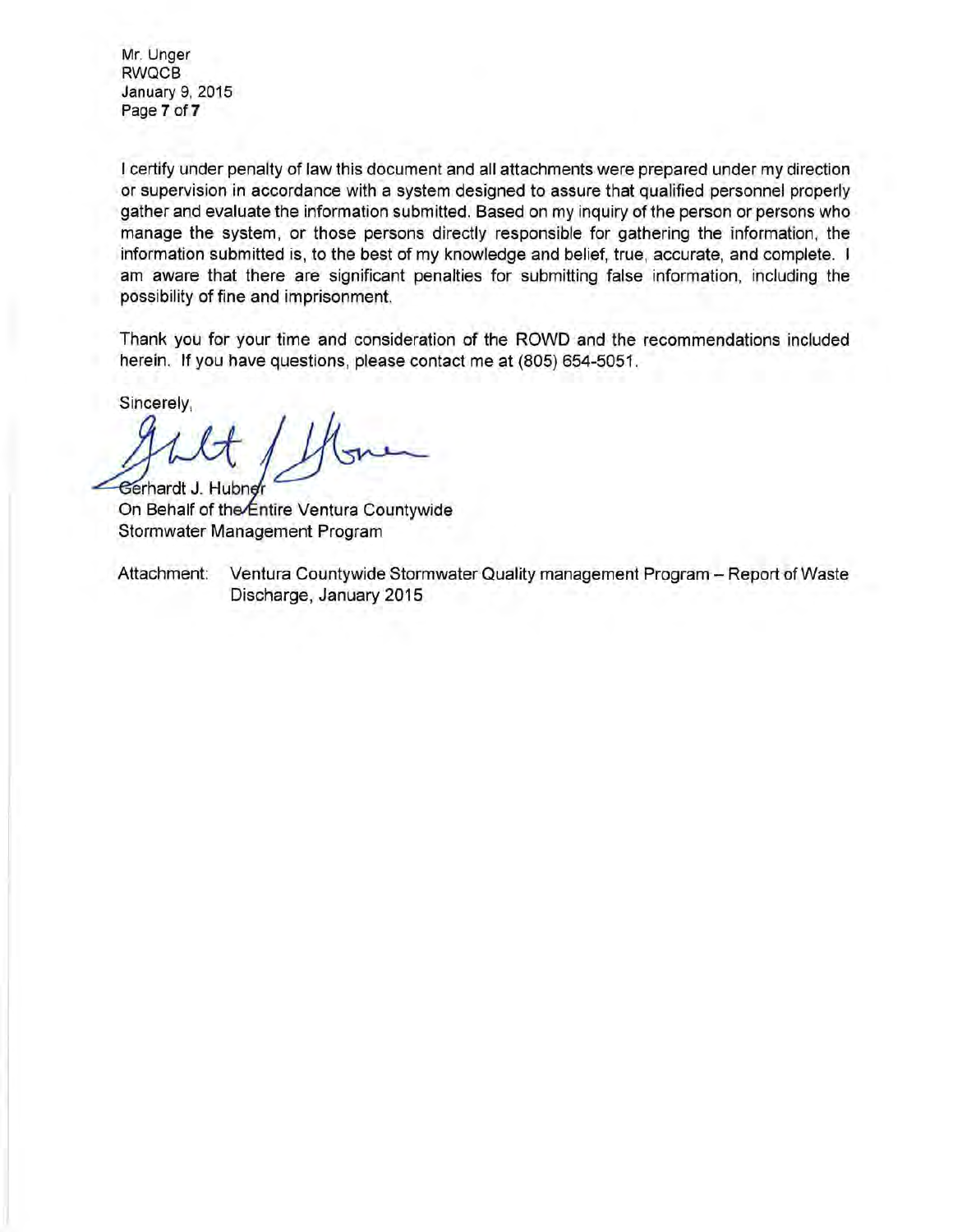Mr. Unger
RWQCB
January 9, 2015

I certify under penalty of law this document and all attachments were prepared under my direction or supervision in accordance with a system designed to assure that qualified personnel properly gather and evaluate the information submitted. Based on my inquiry of the person or persons who manage the system, or those persons directly responsible for gathering the information, the information submitted is, to the best of my knowledge and belief, true, accurate, and complete. I am aware that there are significant penalties for submitting false information, including the possibility of fine and imprisonment.

Thank you for your time and consideration of the ROWD and the recommendations included herein. If you have questions, please contact me at (805) 654-5051.

Sincerely,

Gerhardt J. Hubner
On Behalf of the Entire Ventura Countywide Stormwater Management Program

Attachment: Ventura Countywide Stormwater Quality management Program – Report of Waste Discharge, January 2015